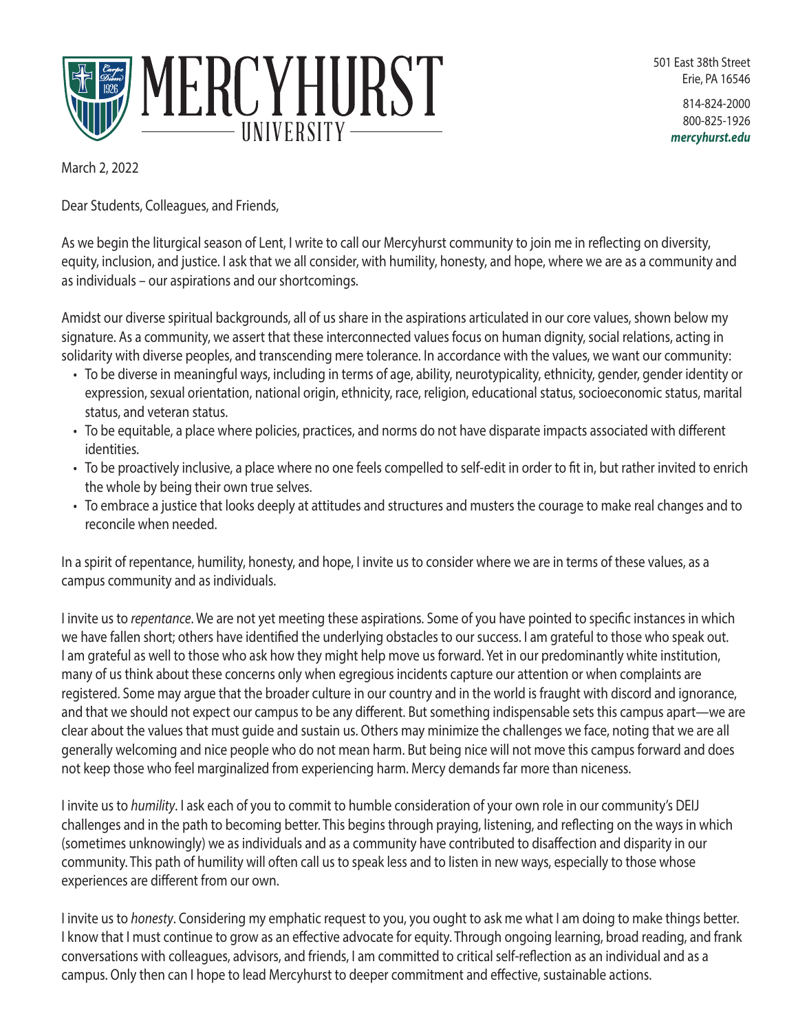MERCYHURST UNIVERSITY

501 East 38th Street
Erie, PA 16546

814-824-2000
800-825-1926
**mercyhurst.edu**

March 2, 2022

Dear Students, Colleagues, and Friends,

As we begin the liturgical season of Lent, I write to call our Mercyhurst community to join me in reflecting on diversity, equity, inclusion, and justice. I ask that we all consider, with humility, honesty, and hope, where we are as a community and as individuals – our aspirations and our shortcomings.

Amidst our diverse spiritual backgrounds, all of us share in the aspirations articulated in our core values, shown below my signature. As a community, we assert that these interconnected values focus on human dignity, social relations, acting in solidarity with diverse peoples, and transcending mere tolerance. In accordance with the values, we want our community:

- To be diverse in meaningful ways, including in terms of age, ability, neurotypicality, ethnicity, gender, gender identity or expression, sexual orientation, national origin, ethnicity, race, religion, educational status, socioeconomic status, marital status, and veteran status.
- To be equitable, a place where policies, practices, and norms do not have disparate impacts associated with different identities.
- To be proactively inclusive, a place where no one feels compelled to self-edit in order to fit in, but rather invited to enrich the whole by being their own true selves.
- To embrace a justice that looks deeply at attitudes and structures and musters the courage to make real changes and to reconcile when needed.

In a spirit of repentance, humility, honesty, and hope, I invite us to consider where we are in terms of these values, as a campus community and as individuals.

I invite us to *repentance*. We are not yet meeting these aspirations. Some of you have pointed to specific instances in which we have fallen short; others have identified the underlying obstacles to our success. I am grateful to those who speak out. I am grateful as well to those who ask how they might help move us forward. Yet in our predominantly white institution, many of us think about these concerns only when egregious incidents capture our attention or when complaints are registered. Some may argue that the broader culture in our country and in the world is fraught with discord and ignorance, and that we should not expect our campus to be any different. But something indispensable sets this campus apart—we are clear about the values that must guide and sustain us. Others may minimize the challenges we face, noting that we are all generally welcoming and nice people who do not mean harm. But being nice will not move this campus forward and does not keep those who feel marginalized from experiencing harm. Mercy demands far more than niceness.

I invite us to *humility*. I ask each of you to commit to humble consideration of your own role in our community's DEIJ challenges and in the path to becoming better. This begins through praying, listening, and reflecting on the ways in which (sometimes unknowingly) we as individuals and as a community have contributed to disaffection and disparity in our community. This path of humility will often call us to speak less and to listen in new ways, especially to those whose experiences are different from our own.

I invite us to *honesty*. Considering my emphatic request to you, you ought to ask me what I am doing to make things better. I know that I must continue to grow as an effective advocate for equity. Through ongoing learning, broad reading, and frank conversations with colleagues, advisors, and friends, I am committed to critical self-reflection as an individual and as a campus. Only then can I hope to lead Mercyhurst to deeper commitment and effective, sustainable actions.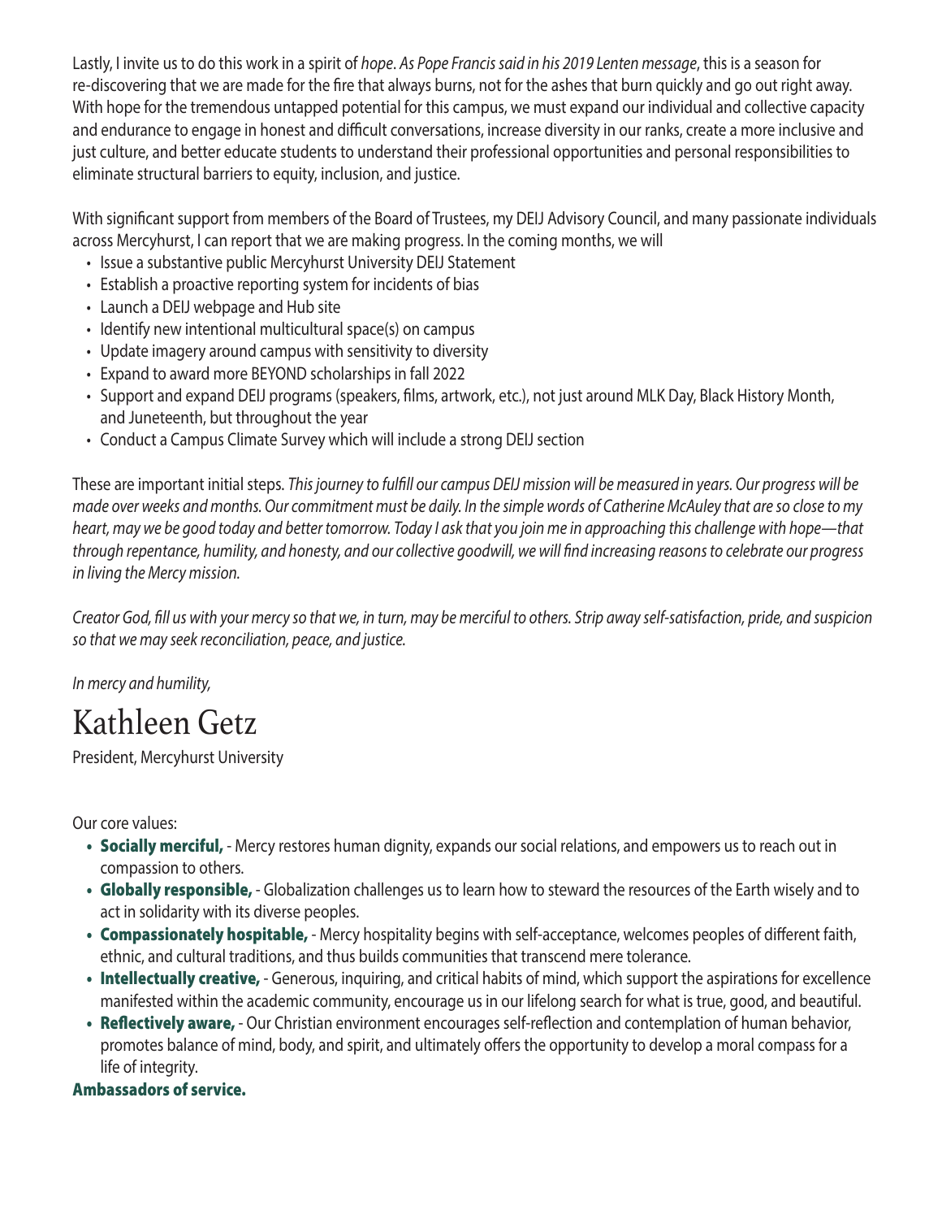Lastly, I invite us to do this work in a spirit of *hope*. *As Pope Francis said in his 2019 Lenten message*, this is a season for re-discovering that we are made for the fire that always burns, not for the ashes that burn quickly and go out right away. With hope for the tremendous untapped potential for this campus, we must expand our individual and collective capacity and endurance to engage in honest and difficult conversations, increase diversity in our ranks, create a more inclusive and just culture, and better educate students to understand their professional opportunities and personal responsibilities to eliminate structural barriers to equity, inclusion, and justice.

With significant support from members of the Board of Trustees, my DEIJ Advisory Council, and many passionate individuals across Mercyhurst, I can report that we are making progress. In the coming months, we will

- Issue a substantive public Mercyhurst University DEIJ Statement
- Establish a proactive reporting system for incidents of bias
- Launch a DEIJ webpage and Hub site
- Identify new intentional multicultural space(s) on campus
- Update imagery around campus with sensitivity to diversity
- Expand to award more BEYOND scholarships in fall 2022
- Support and expand DEIJ programs (speakers, films, artwork, etc.), not just around MLK Day, Black History Month, and Juneteenth, but throughout the year
- Conduct a Campus Climate Survey which will include a strong DEIJ section

These are important initial steps. *This journey to fulfill our campus DEIJ mission will be measured in years. Our progress will be made over weeks and months. Our commitment must be daily. In the simple words of Catherine McAuley that are so close to my heart, may we be good today and better tomorrow. Today I ask that you join me in approaching this challenge with hope—that through repentance, humility, and honesty, and our collective goodwill, we will find increasing reasons to celebrate our progress in living the Mercy mission.*

*Creator God, fill us with your mercy so that we, in turn, may be merciful to others. Strip away self-satisfaction, pride, and suspicion so that we may seek reconciliation, peace, and justice.*

*In mercy and humility,*

Kathleen Getz

President, Mercyhurst University

Our core values:

- **Socially merciful,** - Mercy restores human dignity, expands our social relations, and empowers us to reach out in compassion to others.
- **Globally responsible,** - Globalization challenges us to learn how to steward the resources of the Earth wisely and to act in solidarity with its diverse peoples.
- **Compassionately hospitable,** - Mercy hospitality begins with self-acceptance, welcomes peoples of different faith, ethnic, and cultural traditions, and thus builds communities that transcend mere tolerance.
- **Intellectually creative,** - Generous, inquiring, and critical habits of mind, which support the aspirations for excellence manifested within the academic community, encourage us in our lifelong search for what is true, good, and beautiful.
- **Reflectively aware,** - Our Christian environment encourages self-reflection and contemplation of human behavior, promotes balance of mind, body, and spirit, and ultimately offers the opportunity to develop a moral compass for a life of integrity.

**Ambassadors of service.**